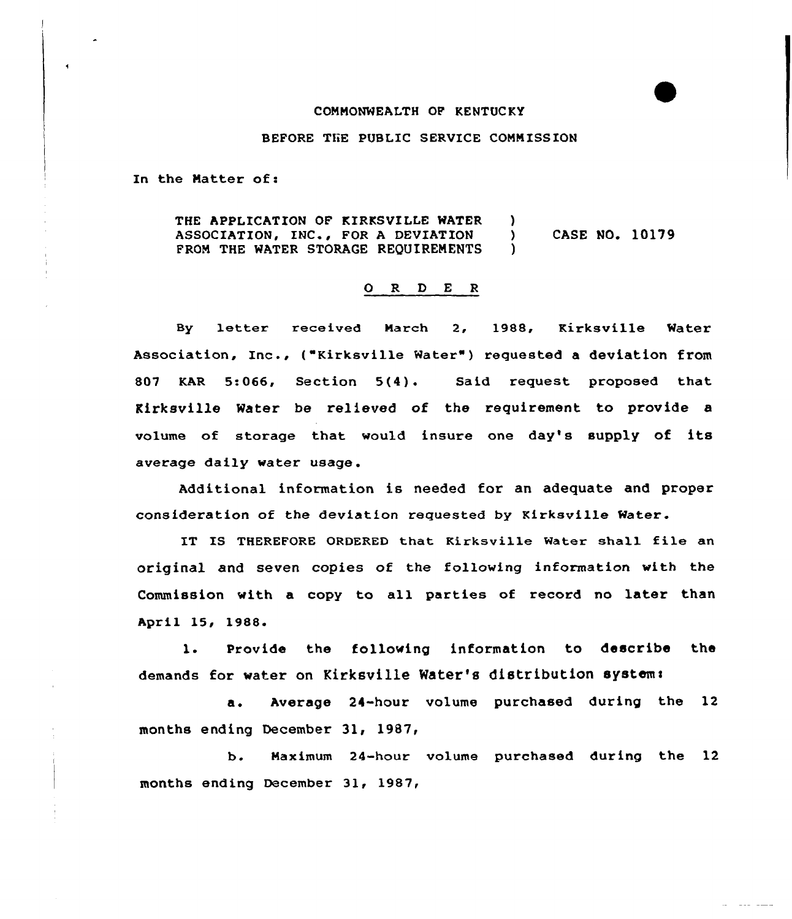COMMONWEALTH OF KENTUCKY

BEFORE THE PUBLIC SERVICE COMMISSION

In the Matter of:

THE APPLICATION OF KIRKSVILLE WATER ASSOCIATION, INC., FOR A DEVIATION FROM THE WATER STORAGE REQUIREMENTS ) CASE NO. 10179

## O R D E R

By letter received March 2, 1988, Kirksville Water Association, Inc., ("Kirksville Water") requested a deviation from 807 KAR 5:066, Section 5(4). Said request proposed that Kirksville Water be relieved of the requirement to provide a volume of storage that would insure one day's supply of its average daily water usage.

Additional information is needed for an adequate and proper consideration of the deviation requested by Kirksville Water.

IT IS THEREFORE ORDERED that Kirksville Water shall file an original and seven copies of the following information with the Commission with a copy to all parties of record no later than April 15, 1988.

1. Provide the following information to describe the demands for water on Kirksville Water's distribution system:

    a. Average 24-hour volume purchased during the 12 months ending December 31, 1987,

    b. Maximum 24-hour volume purchased during the 12 months ending December 31, 1987,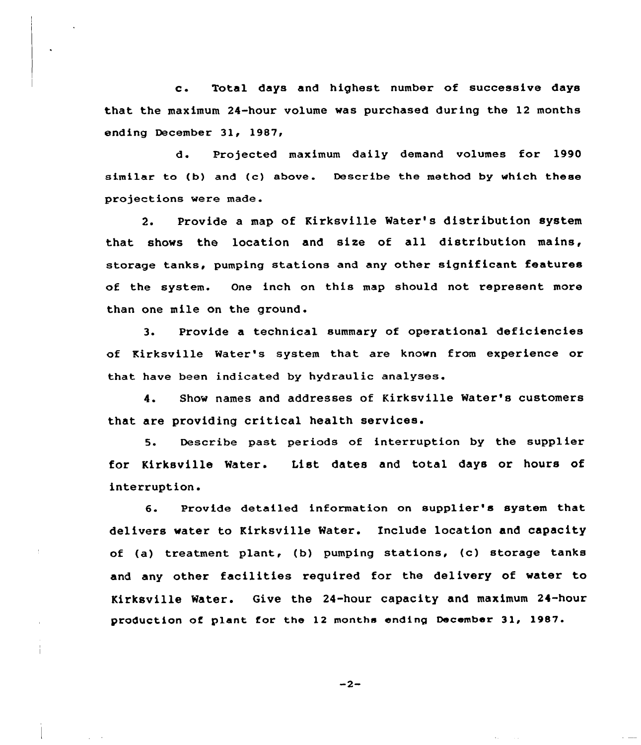c. Total days and highest number of successive days that the maximum 24-hour volume was purchased during the 12 months ending December 31, 1987,

d. Projected maximum daily demand volumes for 1990 similar to (b) and (c) above. Describe the method by which these projections were made.

2. Provide a map of Kirksville Water's distribution system that shows the location and size of all distribution mains, storage tanks, pumping stations and any other significant features of the system. One inch on this map should not represent more than one mile on the ground.

3. Provide a technical summary of operational deficiencies of Kirksville Water's system that are known from experience or that have been indicated by hydraulic analyses.

4. Show names and addresses of Kirksville Water's customers that are providing critical health services.

5. Describe past periods of interruption by the supplier for Kirksville Water. List dates and total days or hours of interruption.

6. Provide detailed information on supplier's system that delivers water to Kirksville Water. Include location and capacity of (a) treatment plant, (b) pumping stations, (c) storage tanks and any other facilities required for the delivery of water to Kirksville Water. Give the 24-hour capacity and maximum 24-hour production of plant for the 12 months ending December 31, 1987.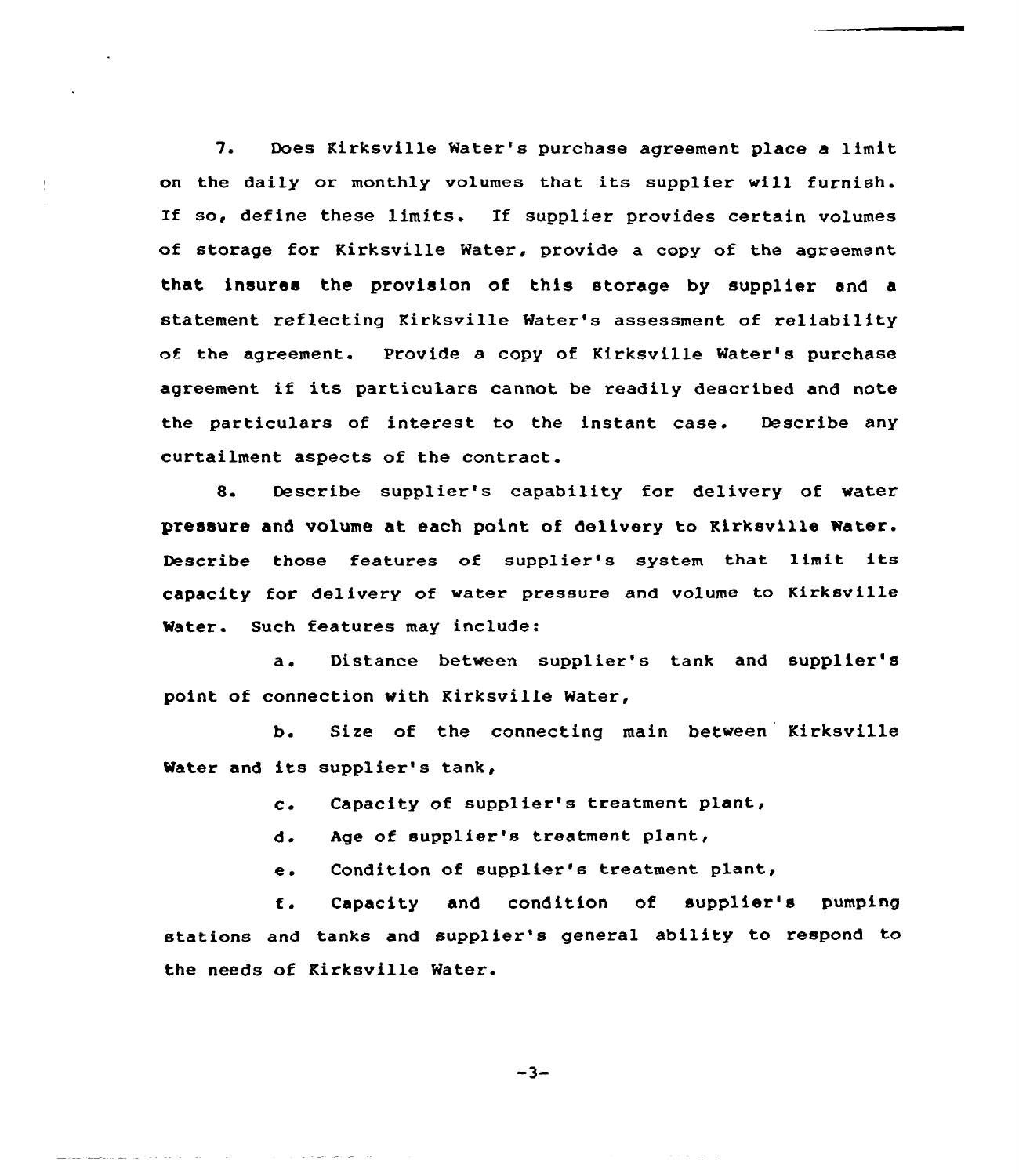7. Does Kirksville Water's purchase agreement place a limit on the daily or monthly volumes that its supplier will furnish. If so, define these limits. If supplier provides certain volumes of storage for Kirksville Water, provide a copy of the agreement that insures the provision of this storage by supplier and a statement reflecting Kirksville Water's assessment of reliability of the agreement. Provide a copy of Kirksville Water's purchase agreement if its particulars cannot be readily described and note the particulars of interest to the instant case. Describe any curtailment aspects of the contract.

8. Describe supplier's capability for delivery of water pressure and volume at each point of delivery to Kirksville Water. Describe those features of supplier's system that limit its capacity for delivery of water pressure and volume to Kirksville Water. Such features may include:

a. Distance between supplier's tank and supplier's point of connection with Kirksville Water,

b. Size of the connecting main between Kirksville Water and its supplier's tank,

c. Capacity of supplier's treatment plant,

d. Age of supplier's treatment plant,

e. Condition of supplier's treatment plant,

f. Capacity and condition of supplier's pumping stations and tanks and supplier's general ability to respond to the needs of Kirksville Water.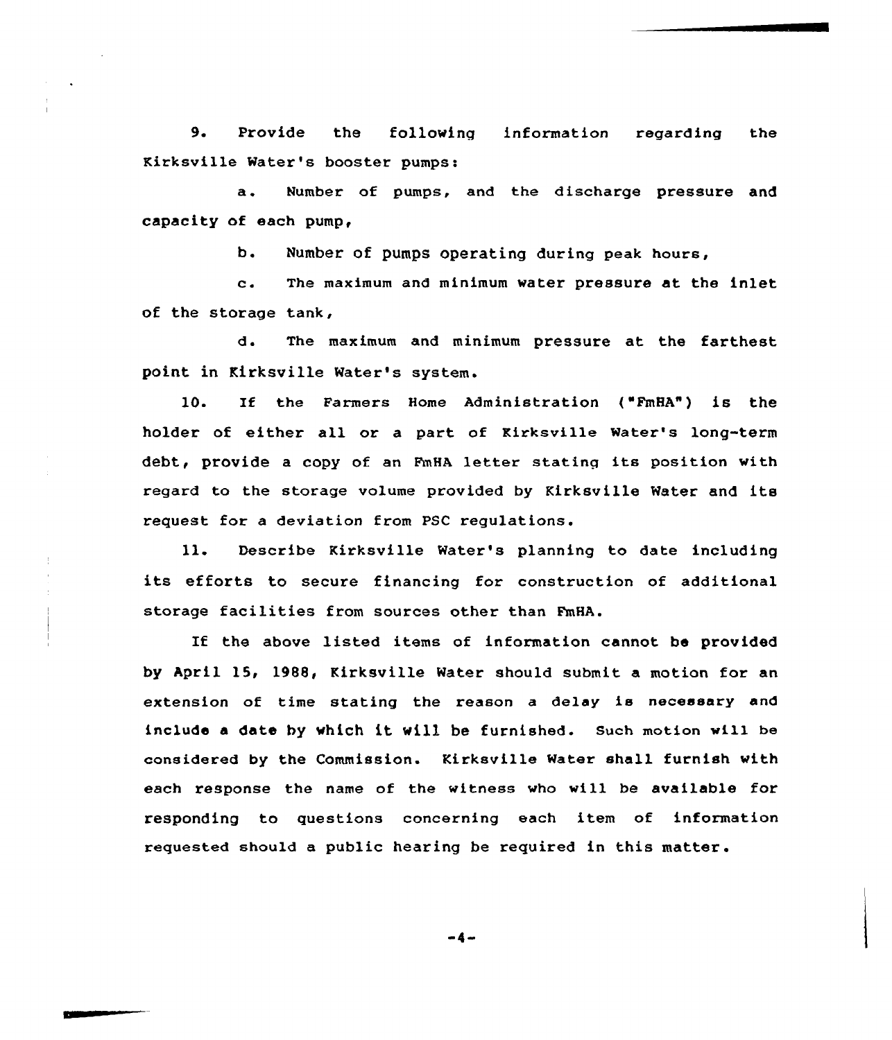9. Provide the following information regarding the Kirksville Water's booster pumps:

a. Number of pumps, and the discharge pressure and capacity of each pump,

b. Number of pumps operating during peak hours,

c. The maximum and minimum water pressure at the inlet of the storage tank,

d. The maximum and minimum pressure at the farthest point in Kirksville Water's system.

10. If the Farmers Home Administration ("FmHA") is the holder of either all or a part of Kirksville Water's long-term debt, provide a copy of an FmHA letter stating its position with regard to the storage volume provided by Kirksville Water and its request for a deviation from PSC regulations.

11. Describe Kirksville Water's planning to date including its efforts to secure financing for construction of additional storage facilities from sources other than FmHA.

If the above listed items of information cannot be provided by April 15, 1988, Kirksville Water should submit a motion for an extension of time stating the reason a delay is necessary and include a date by which it will be furnished. Such motion will be considered by the Commission. Kirksville Water shall furnish with each response the name of the witness who will be available for responding to questions concerning each item of information requested should a public hearing be required in this matter.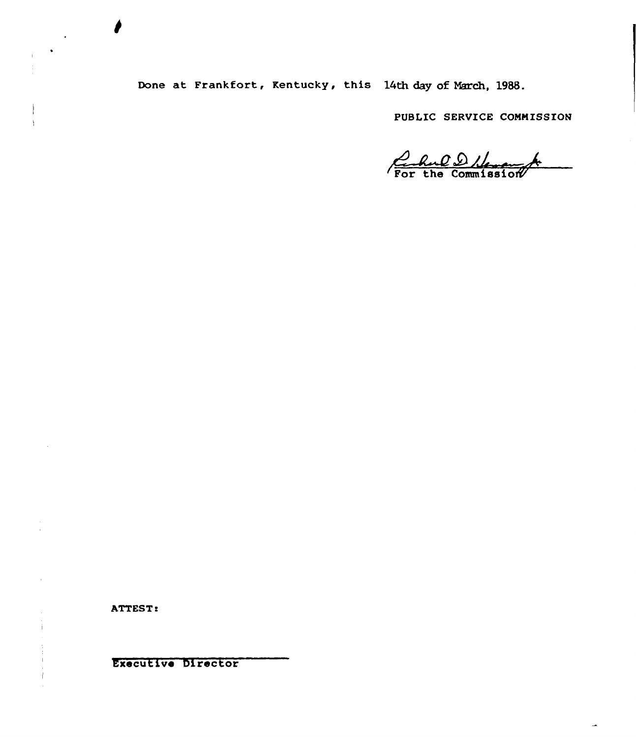Done at Frankfort, Kentucky, this 14th day of March, 1988.

PUBLIC SERVICE COMMISSION

For the Commission

ATTEST:

Executive Director